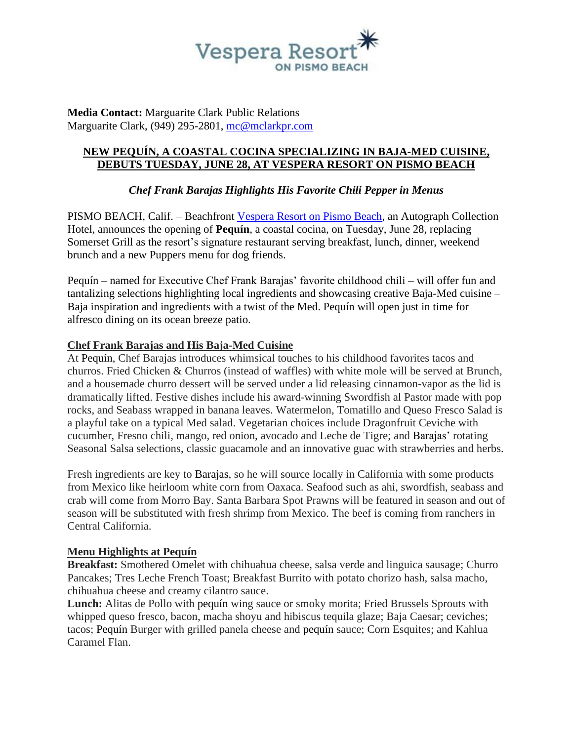Vespera Resort ON PISMO BEACH

**Media Contact:** Marguarite Clark Public Relations
Marguarite Clark, (949) 295-2801, mc@mclarkpr.com

# NEW PEQUÍN, A COASTAL COCINA SPECIALIZING IN BAJA-MED CUISINE, DEBUTS TUESDAY, JUNE 28, AT VESPERA RESORT ON PISMO BEACH

***Chef Frank Barajas Highlights His Favorite Chili Pepper in Menus***

PISMO BEACH, Calif. – Beachfront Vespera Resort on Pismo Beach, an Autograph Collection Hotel, announces the opening of **Pequín**, a coastal cocina, on Tuesday, June 28, replacing Somerset Grill as the resort's signature restaurant serving breakfast, lunch, dinner, weekend brunch and a new Puppers menu for dog friends.

Pequín – named for Executive Chef Frank Barajas' favorite childhood chili – will offer fun and tantalizing selections highlighting local ingredients and showcasing creative Baja-Med cuisine – Baja inspiration and ingredients with a twist of the Med. Pequín will open just in time for alfresco dining on its ocean breeze patio.

## Chef Frank Barajas and His Baja-Med Cuisine

At Pequín, Chef Barajas introduces whimsical touches to his childhood favorites tacos and churros. Fried Chicken & Churros (instead of waffles) with white mole will be served at Brunch, and a housemade churro dessert will be served under a lid releasing cinnamon-vapor as the lid is dramatically lifted. Festive dishes include his award-winning Swordfish al Pastor made with pop rocks, and Seabass wrapped in banana leaves. Watermelon, Tomatillo and Queso Fresco Salad is a playful take on a typical Med salad. Vegetarian choices include Dragonfruit Ceviche with cucumber, Fresno chili, mango, red onion, avocado and Leche de Tigre; and Barajas' rotating Seasonal Salsa selections, classic guacamole and an innovative guac with strawberries and herbs.

Fresh ingredients are key to Barajas, so he will source locally in California with some products from Mexico like heirloom white corn from Oaxaca. Seafood such as ahi, swordfish, seabass and crab will come from Morro Bay. Santa Barbara Spot Prawns will be featured in season and out of season will be substituted with fresh shrimp from Mexico. The beef is coming from ranchers in Central California.

## Menu Highlights at Pequín

**Breakfast:** Smothered Omelet with chihuahua cheese, salsa verde and linguica sausage; Churro Pancakes; Tres Leche French Toast; Breakfast Burrito with potato chorizo hash, salsa macho, chihuahua cheese and creamy cilantro sauce.

**Lunch:** Alitas de Pollo with pequín wing sauce or smoky morita; Fried Brussels Sprouts with whipped queso fresco, bacon, macha shoyu and hibiscus tequila glaze; Baja Caesar; ceviches; tacos; Pequín Burger with grilled panela cheese and pequín sauce; Corn Esquites; and Kahlua Caramel Flan.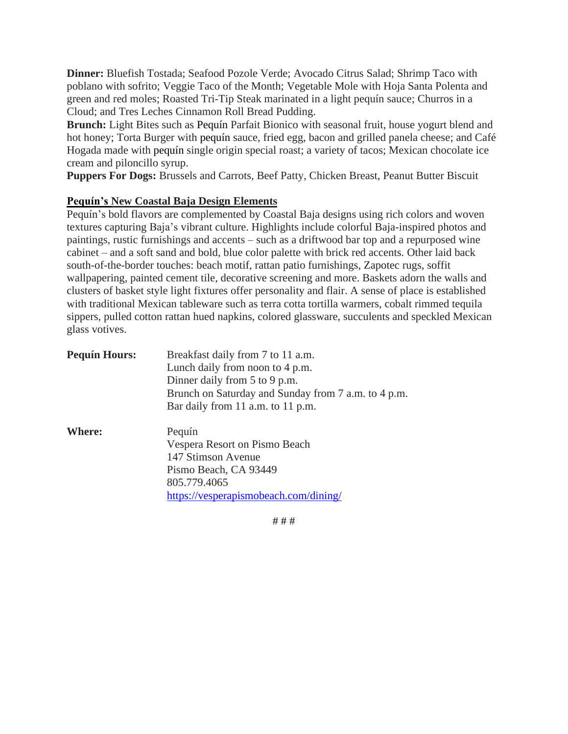**Dinner:** Bluefish Tostada; Seafood Pozole Verde; Avocado Citrus Salad; Shrimp Taco with poblano with sofrito; Veggie Taco of the Month; Vegetable Mole with Hoja Santa Polenta and green and red moles; Roasted Tri-Tip Steak marinated in a light pequín sauce; Churros in a Cloud; and Tres Leches Cinnamon Roll Bread Pudding.

**Brunch:** Light Bites such as Pequín Parfait Bionico with seasonal fruit, house yogurt blend and hot honey; Torta Burger with pequín sauce, fried egg, bacon and grilled panela cheese; and Café Hogada made with pequín single origin special roast; a variety of tacos; Mexican chocolate ice cream and piloncillo syrup.

**Puppers For Dogs:** Brussels and Carrots, Beef Patty, Chicken Breast, Peanut Butter Biscuit

**Pequín's New Coastal Baja Design Elements**

Pequín's bold flavors are complemented by Coastal Baja designs using rich colors and woven textures capturing Baja's vibrant culture. Highlights include colorful Baja-inspired photos and paintings, rustic furnishings and accents – such as a driftwood bar top and a repurposed wine cabinet – and a soft sand and bold, blue color palette with brick red accents. Other laid back south-of-the-border touches: beach motif, rattan patio furnishings, Zapotec rugs, soffit wallpapering, painted cement tile, decorative screening and more. Baskets adorn the walls and clusters of basket style light fixtures offer personality and flair. A sense of place is established with traditional Mexican tableware such as terra cotta tortilla warmers, cobalt rimmed tequila sippers, pulled cotton rattan hued napkins, colored glassware, succulents and speckled Mexican glass votives.

| | |
|---|---|
| **Pequín Hours:** | Breakfast daily from 7 to 11 a.m.<br>Lunch daily from noon to 4 p.m.<br>Dinner daily from 5 to 9 p.m.<br>Brunch on Saturday and Sunday from 7 a.m. to 4 p.m.<br>Bar daily from 11 a.m. to 11 p.m. |
| **Where:** | Pequín<br>Vespera Resort on Pismo Beach<br>147 Stimson Avenue<br>Pismo Beach, CA 93449<br>805.779.4065<br>https://vesperapismobeach.com/dining/ |

# # #